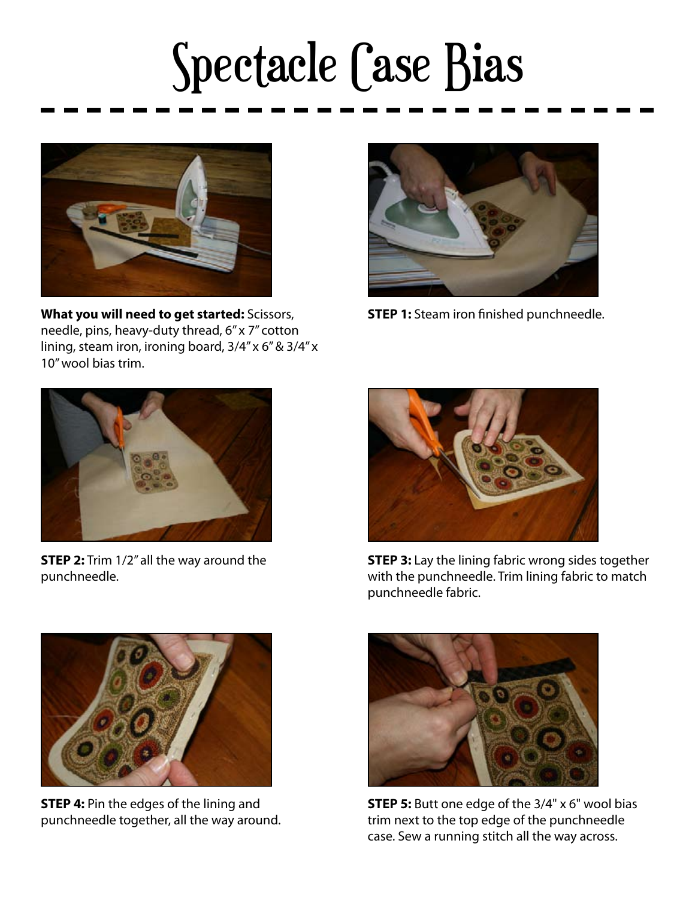# Spectacle Case Bias

**What you will need to get started:** Scissors, needle, pins, heavy-duty thread, 6″ x 7″ cotton lining, steam iron, ironing board, 3/4″ x 6″ & 3/4″ x 10″ wool bias trim.

**STEP 1:** Steam iron finished punchneedle.

**STEP 2:** Trim 1/2″ all the way around the punchneedle.

**STEP 3:** Lay the lining fabric wrong sides together with the punchneedle. Trim lining fabric to match punchneedle fabric.

**STEP 4:** Pin the edges of the lining and punchneedle together, all the way around.

**STEP 5:** Butt one edge of the 3/4" x 6" wool bias trim next to the top edge of the punchneedle case. Sew a running stitch all the way across.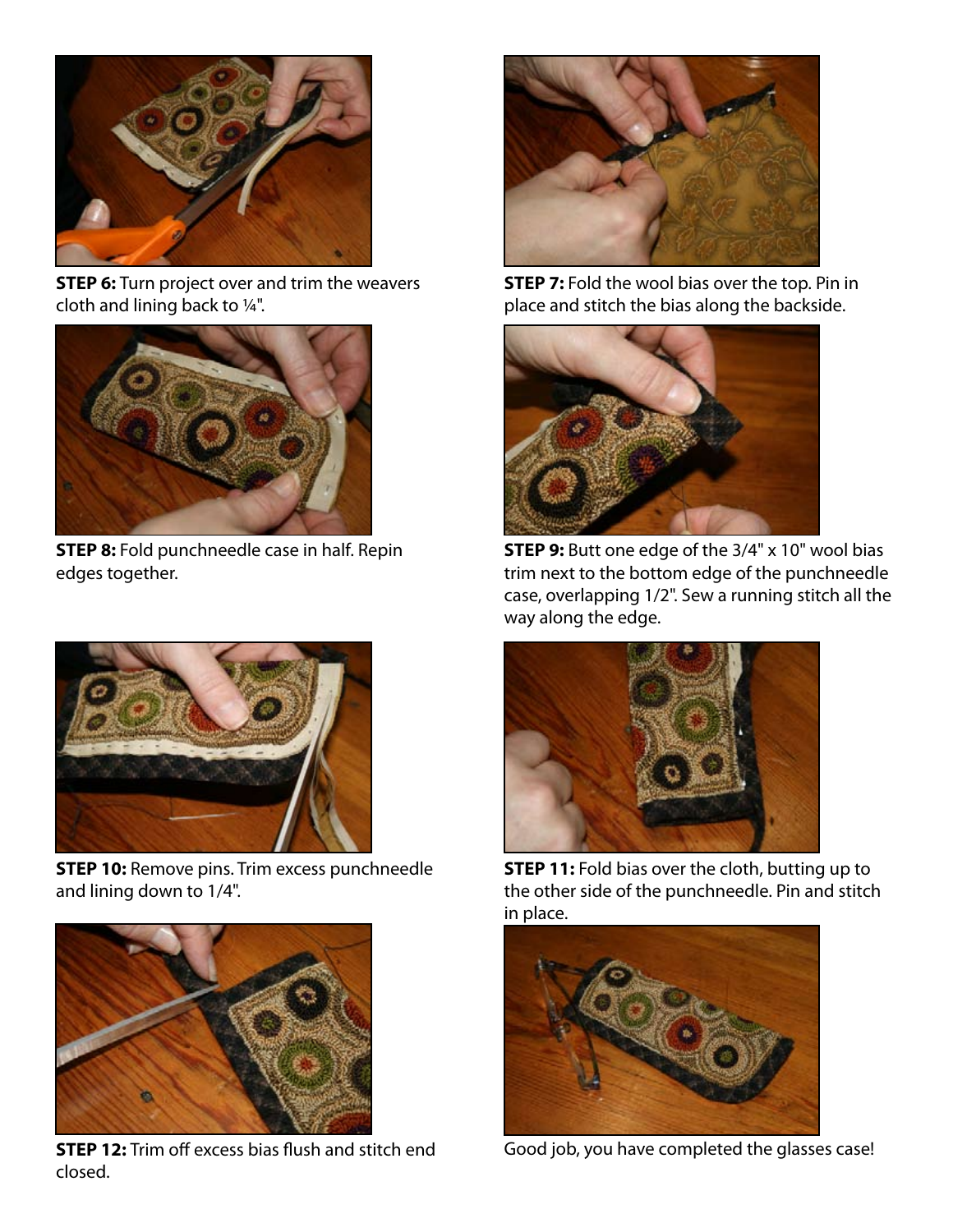**STEP 6:** Turn project over and trim the weavers cloth and lining back to ¼".

**STEP 7:** Fold the wool bias over the top. Pin in place and stitch the bias along the backside.

**STEP 8:** Fold punchneedle case in half. Repin edges together.

**STEP 9:** Butt one edge of the 3/4" x 10" wool bias trim next to the bottom edge of the punchneedle case, overlapping 1/2". Sew a running stitch all the way along the edge.

**STEP 10:** Remove pins. Trim excess punchneedle and lining down to 1/4".

**STEP 11:** Fold bias over the cloth, butting up to the other side of the punchneedle. Pin and stitch in place.

**STEP 12:** Trim off excess bias flush and stitch end closed.

Good job, you have completed the glasses case!